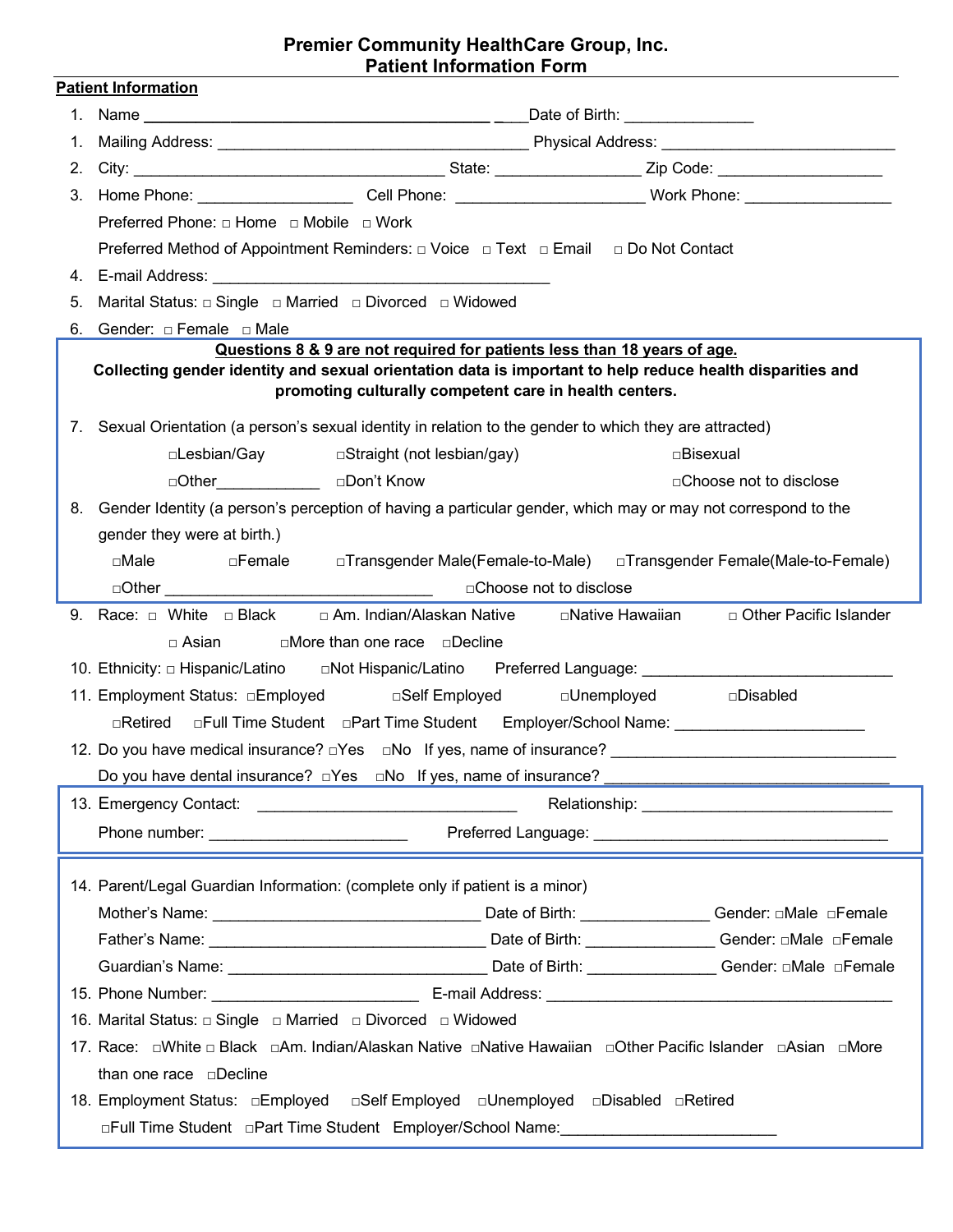# Premier Community HealthCare Group, Inc.
## Patient Information Form

**Patient Information**

1. Name ________________________________________ ___Date of Birth: _______________
1. Mailing Address: ____________________________________ Physical Address: ___________________________
2. City: ____________________________________ State: ________________ Zip Code: ___________________
3. Home Phone: _________________ Cell Phone: ______________________ Work Phone: ________________

   Preferred Phone: □ Home □ Mobile □ Work

   Preferred Method of Appointment Reminders: □ Voice □ Text □ Email □ Do Not Contact

4. E-mail Address: ________________________________________
5. Marital Status: □ Single □ Married □ Divorced □ Widowed
6. Gender: □ Female □ Male

**Questions 8 & 9 are not required for patients less than 18 years of age.**

**Collecting gender identity and sexual orientation data is important to help reduce health disparities and promoting culturally competent care in health centers.**

7. Sexual Orientation (a person's sexual identity in relation to the gender to which they are attracted)

   □Lesbian/Gay □Straight (not lesbian/gay) □Bisexual

   □Other____________ □Don't Know □Choose not to disclose

8. Gender Identity (a person's perception of having a particular gender, which may or may not correspond to the gender they were at birth.)

   □Male □Female □Transgender Male(Female-to-Male) □Transgender Female(Male-to-Female)

   □Other ______________________________ □Choose not to disclose

9. Race: □ White □ Black □ Am. Indian/Alaskan Native □Native Hawaiian □ Other Pacific Islander □ Asian □More than one race □Decline
10. Ethnicity: □ Hispanic/Latino □Not Hispanic/Latino Preferred Language: ____________________________
11. Employment Status: □Employed □Self Employed □Unemployed □Disabled □Retired □Full Time Student □Part Time Student Employer/School Name: _____________________
12. Do you have medical insurance? □Yes □No If yes, name of insurance? _______________________________

    Do you have dental insurance? □Yes □No If yes, name of insurance? _______________________________

13. Emergency Contact: _____________________________ Relationship: _____________________________

    Phone number: ______________________ Preferred Language: __________________________________

14. Parent/Legal Guardian Information: (complete only if patient is a minor)

    Mother's Name: ______________________________ Date of Birth: ______________ Gender: □Male □Female

    Father's Name: _______________________________ Date of Birth: ______________ Gender: □Male □Female

    Guardian's Name: ______________________________ Date of Birth: ______________ Gender: □Male □Female

15. Phone Number: _______________________ E-mail Address: ________________________________________
16. Marital Status: □ Single □ Married □ Divorced □ Widowed
17. Race: □White □ Black □Am. Indian/Alaskan Native □Native Hawaiian □Other Pacific Islander □Asian □More than one race □Decline
18. Employment Status: □Employed □Self Employed □Unemployed □Disabled □Retired □Full Time Student □Part Time Student Employer/School Name:________________________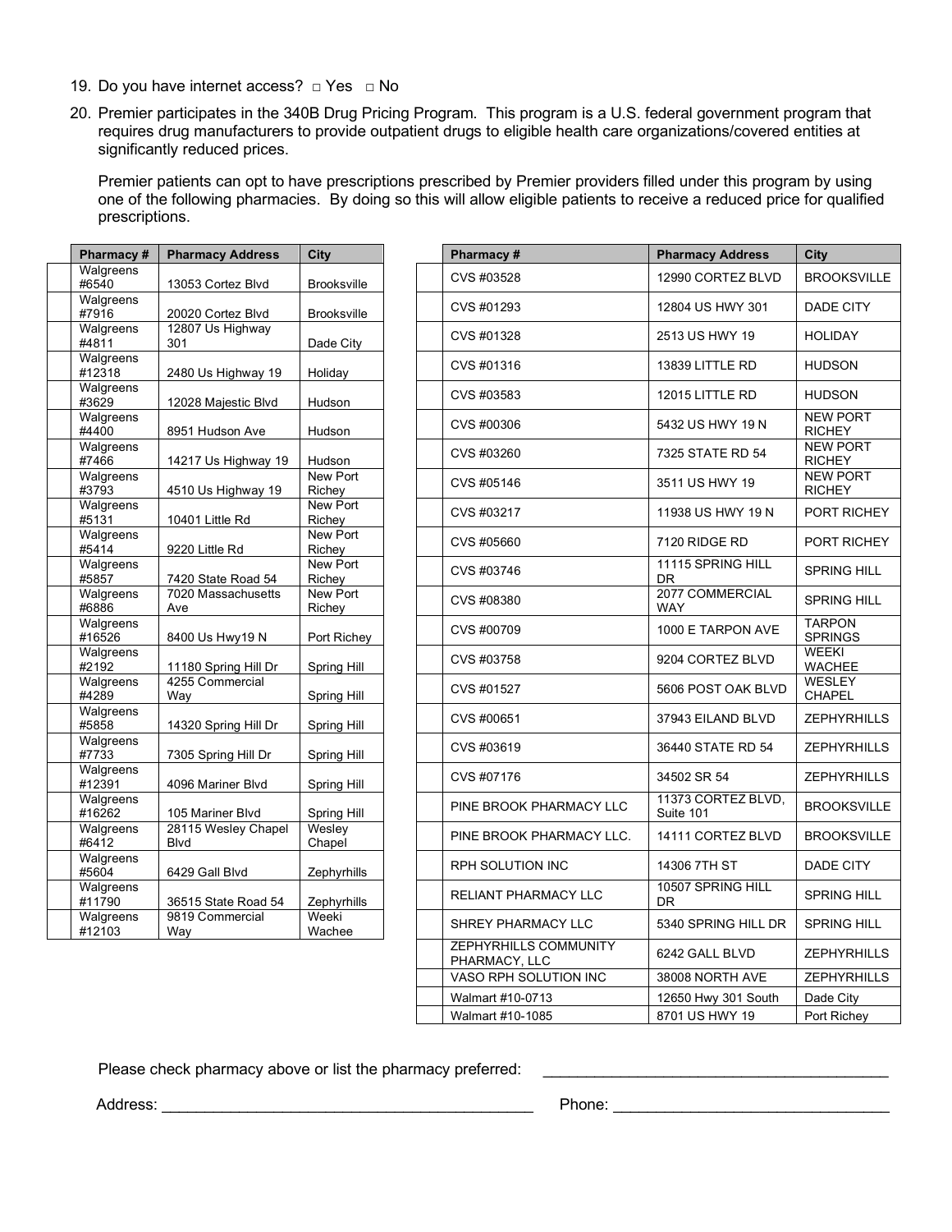19. Do you have internet access? □ Yes □ No

20. Premier participates in the 340B Drug Pricing Program. This program is a U.S. federal government program that requires drug manufacturers to provide outpatient drugs to eligible health care organizations/covered entities at significantly reduced prices.

    Premier patients can opt to have prescriptions prescribed by Premier providers filled under this program by using one of the following pharmacies. By doing so this will allow eligible patients to receive a reduced price for qualified prescriptions.

| | Pharmacy # | Pharmacy Address | City |
|---|---|---|---|
| | Walgreens #6540 | 13053 Cortez Blvd | Brooksville |
| | Walgreens #7916 | 20020 Cortez Blvd | Brooksville |
| | Walgreens #4811 | 12807 Us Highway 301 | Dade City |
| | Walgreens #12318 | 2480 Us Highway 19 | Holiday |
| | Walgreens #3629 | 12028 Majestic Blvd | Hudson |
| | Walgreens #4400 | 8951 Hudson Ave | Hudson |
| | Walgreens #7466 | 14217 Us Highway 19 | Hudson |
| | Walgreens #3793 | 4510 Us Highway 19 | New Port Richey |
| | Walgreens #5131 | 10401 Little Rd | New Port Richey |
| | Walgreens #5414 | 9220 Little Rd | New Port Richey |
| | Walgreens #5857 | 7420 State Road 54 | New Port Richey |
| | Walgreens #6886 | 7020 Massachusetts Ave | New Port Richey |
| | Walgreens #16526 | 8400 Us Hwy19 N | Port Richey |
| | Walgreens #2192 | 11180 Spring Hill Dr | Spring Hill |
| | Walgreens #4289 | 4255 Commercial Way | Spring Hill |
| | Walgreens #5858 | 14320 Spring Hill Dr | Spring Hill |
| | Walgreens #7733 | 7305 Spring Hill Dr | Spring Hill |
| | Walgreens #12391 | 4096 Mariner Blvd | Spring Hill |
| | Walgreens #16262 | 105 Mariner Blvd | Spring Hill |
| | Walgreens #6412 | 28115 Wesley Chapel Blvd | Wesley Chapel |
| | Walgreens #5604 | 6429 Gall Blvd | Zephyrhills |
| | Walgreens #11790 | 36515 State Road 54 | Zephyrhills |
| | Walgreens #12103 | 9819 Commercial Way | Weeki Wachee |

| | Pharmacy # | Pharmacy Address | City |
|---|---|---|---|
| | CVS #03528 | 12990 CORTEZ BLVD | BROOKSVILLE |
| | CVS #01293 | 12804 US HWY 301 | DADE CITY |
| | CVS #01328 | 2513 US HWY 19 | HOLIDAY |
| | CVS #01316 | 13839 LITTLE RD | HUDSON |
| | CVS #03583 | 12015 LITTLE RD | HUDSON |
| | CVS #00306 | 5432 US HWY 19 N | NEW PORT RICHEY |
| | CVS #03260 | 7325 STATE RD 54 | NEW PORT RICHEY |
| | CVS #05146 | 3511 US HWY 19 | NEW PORT RICHEY |
| | CVS #03217 | 11938 US HWY 19 N | PORT RICHEY |
| | CVS #05660 | 7120 RIDGE RD | PORT RICHEY |
| | CVS #03746 | 11115 SPRING HILL DR | SPRING HILL |
| | CVS #08380 | 2077 COMMERCIAL WAY | SPRING HILL |
| | CVS #00709 | 1000 E TARPON AVE | TARPON SPRINGS |
| | CVS #03758 | 9204 CORTEZ BLVD | WEEKI WACHEE |
| | CVS #01527 | 5606 POST OAK BLVD | WESLEY CHAPEL |
| | CVS #00651 | 37943 EILAND BLVD | ZEPHYRHILLS |
| | CVS #03619 | 36440 STATE RD 54 | ZEPHYRHILLS |
| | CVS #07176 | 34502 SR 54 | ZEPHYRHILLS |
| | PINE BROOK PHARMACY LLC | 11373 CORTEZ BLVD, Suite 101 | BROOKSVILLE |
| | PINE BROOK PHARMACY LLC. | 14111 CORTEZ BLVD | BROOKSVILLE |
| | RPH SOLUTION INC | 14306 7TH ST | DADE CITY |
| | RELIANT PHARMACY LLC | 10507 SPRING HILL DR | SPRING HILL |
| | SHREY PHARMACY LLC | 5340 SPRING HILL DR | SPRING HILL |
| | ZEPHYRHILLS COMMUNITY PHARMACY, LLC | 6242 GALL BLVD | ZEPHYRHILLS |
| | VASO RPH SOLUTION INC | 38008 NORTH AVE | ZEPHYRHILLS |
| | Walmart #10-0713 | 12650 Hwy 301 South | Dade City |
| | Walmart #10-1085 | 8701 US HWY 19 | Port Richey |

Please check pharmacy above or list the pharmacy preferred: ________________________________________

Address: ____________________________________________ Phone: ________________________________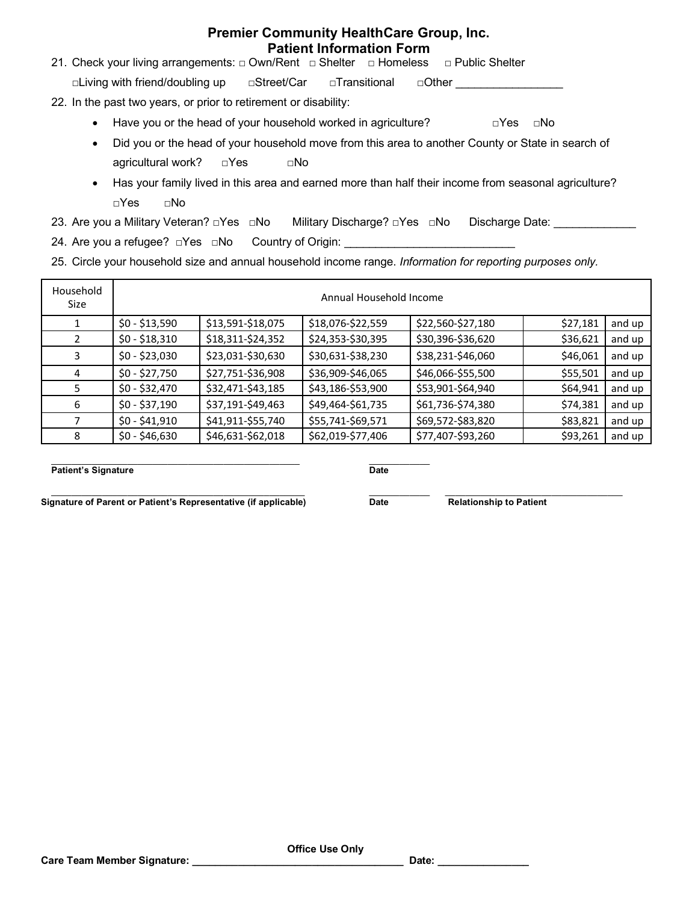**Premier Community HealthCare Group, Inc.**
**Patient Information Form**

21. Check your living arrangements: □ Own/Rent □ Shelter □ Homeless □ Public Shelter
    □Living with friend/doubling up □Street/Car □Transitional □Other ________________
22. In the past two years, or prior to retirement or disability:
    - Have you or the head of your household worked in agriculture? □Yes □No
    - Did you or the head of your household move from this area to another County or State in search of agricultural work? □Yes □No
    - Has your family lived in this area and earned more than half their income from seasonal agriculture? □Yes □No
23. Are you a Military Veteran? □Yes □No Military Discharge? □Yes □No Discharge Date: ____________
24. Are you a refugee? □Yes □No Country of Origin: __________________________
25. Circle your household size and annual household income range. *Information for reporting purposes only.*

| Household Size | Annual Household Income | | | | | |
|---|---|---|---|---|---|---|
| 1 | $0 - $13,590 | $13,591-$18,075 | $18,076-$22,559 | $22,560-$27,180 | $27,181 | and up |
| 2 | $0 - $18,310 | $18,311-$24,352 | $24,353-$30,395 | $30,396-$36,620 | $36,621 | and up |
| 3 | $0 - $23,030 | $23,031-$30,630 | $30,631-$38,230 | $38,231-$46,060 | $46,061 | and up |
| 4 | $0 - $27,750 | $27,751-$36,908 | $36,909-$46,065 | $46,066-$55,500 | $55,501 | and up |
| 5 | $0 - $32,470 | $32,471-$43,185 | $43,186-$53,900 | $53,901-$64,940 | $64,941 | and up |
| 6 | $0 - $37,190 | $37,191-$49,463 | $49,464-$61,735 | $61,736-$74,380 | $74,381 | and up |
| 7 | $0 - $41,910 | $41,911-$55,740 | $55,741-$69,571 | $69,572-$83,820 | $83,821 | and up |
| 8 | $0 - $46,630 | $46,631-$62,018 | $62,019-$77,406 | $77,407-$93,260 | $93,261 | and up |

______________________________________________ ___________
**Patient's Signature** **Date**

______________________________________________ ___________ ________________________________
**Signature of Parent or Patient's Representative (if applicable)** **Date** **Relationship to Patient**

**Office Use Only**
**Care Team Member Signature: ____________________________________ Date: ________________**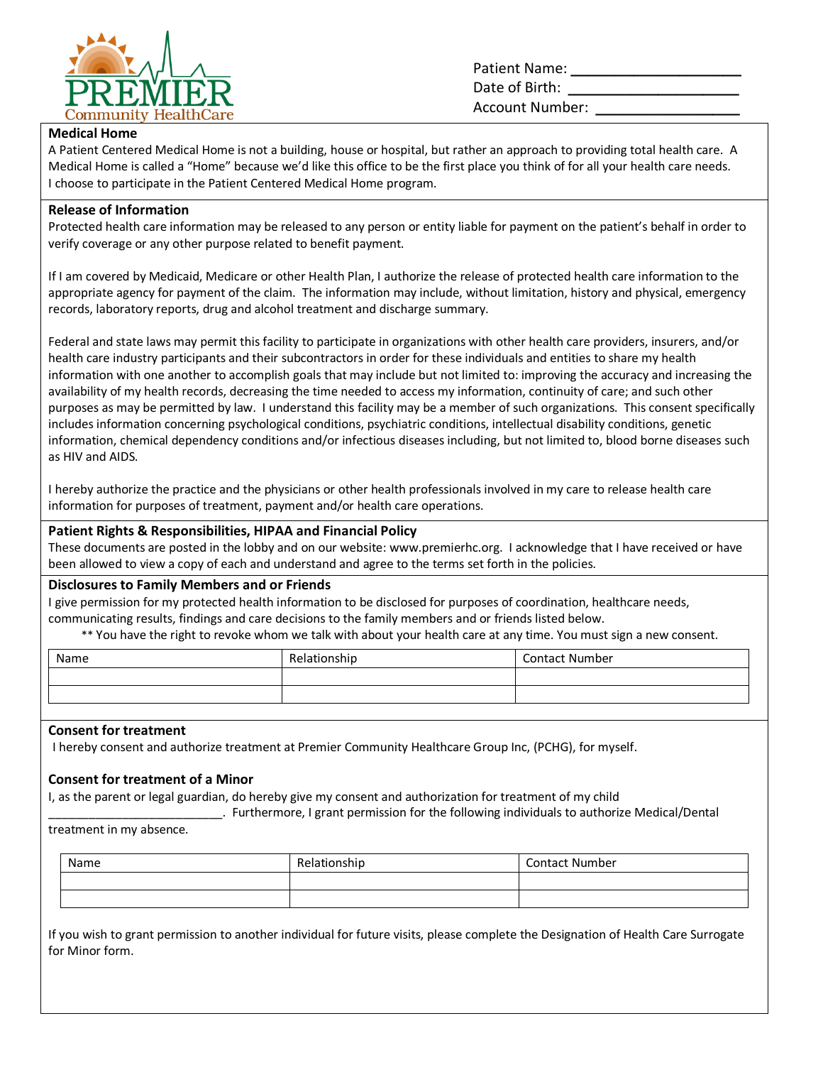PREMIER Community HealthCare

Patient Name: ____________________
Date of Birth: ____________________
Account Number: __________________

## Medical Home

A Patient Centered Medical Home is not a building, house or hospital, but rather an approach to providing total health care. A Medical Home is called a "Home" because we'd like this office to be the first place you think of for all your health care needs. I choose to participate in the Patient Centered Medical Home program.

## Release of Information

Protected health care information may be released to any person or entity liable for payment on the patient's behalf in order to verify coverage or any other purpose related to benefit payment.

If I am covered by Medicaid, Medicare or other Health Plan, I authorize the release of protected health care information to the appropriate agency for payment of the claim. The information may include, without limitation, history and physical, emergency records, laboratory reports, drug and alcohol treatment and discharge summary.

Federal and state laws may permit this facility to participate in organizations with other health care providers, insurers, and/or health care industry participants and their subcontractors in order for these individuals and entities to share my health information with one another to accomplish goals that may include but not limited to: improving the accuracy and increasing the availability of my health records, decreasing the time needed to access my information, continuity of care; and such other purposes as may be permitted by law. I understand this facility may be a member of such organizations. This consent specifically includes information concerning psychological conditions, psychiatric conditions, intellectual disability conditions, genetic information, chemical dependency conditions and/or infectious diseases including, but not limited to, blood borne diseases such as HIV and AIDS.

I hereby authorize the practice and the physicians or other health professionals involved in my care to release health care information for purposes of treatment, payment and/or health care operations.

## Patient Rights & Responsibilities, HIPAA and Financial Policy

These documents are posted in the lobby and on our website: www.premierhc.org. I acknowledge that I have received or have been allowed to view a copy of each and understand and agree to the terms set forth in the policies.

## Disclosures to Family Members and or Friends

I give permission for my protected health information to be disclosed for purposes of coordination, healthcare needs, communicating results, findings and care decisions to the family members and or friends listed below.

** You have the right to revoke whom we talk with about your health care at any time. You must sign a new consent.

| Name | Relationship | Contact Number |
|---|---|---|
| | | |
| | | |

## Consent for treatment

I hereby consent and authorize treatment at Premier Community Healthcare Group Inc, (PCHG), for myself.

## Consent for treatment of a Minor

I, as the parent or legal guardian, do hereby give my consent and authorization for treatment of my child __________________________. Furthermore, I grant permission for the following individuals to authorize Medical/Dental treatment in my absence.

| Name | Relationship | Contact Number |
|---|---|---|
| | | |
| | | |

If you wish to grant permission to another individual for future visits, please complete the Designation of Health Care Surrogate for Minor form.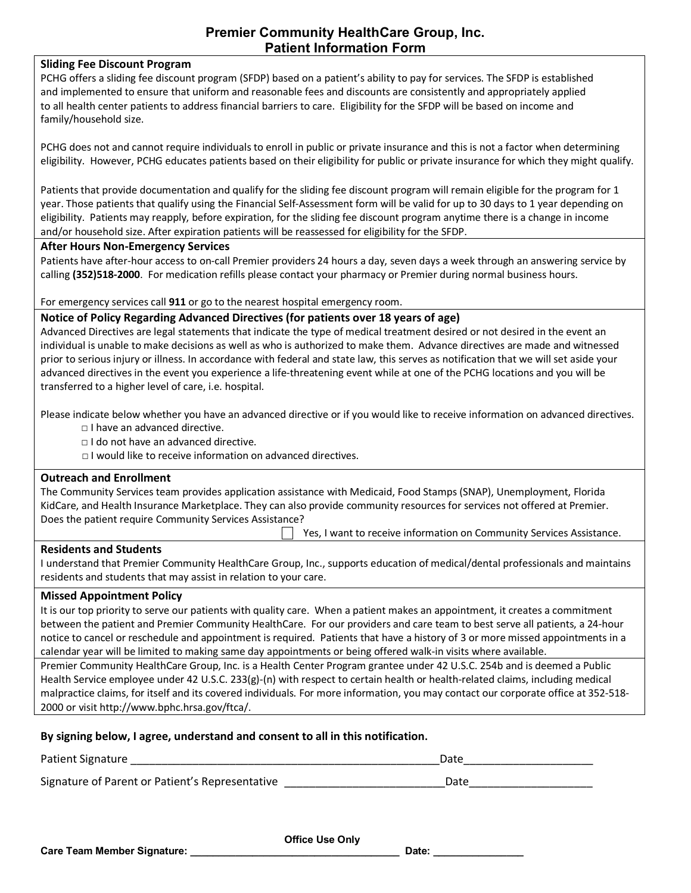# Premier Community HealthCare Group, Inc.
## Patient Information Form

**Sliding Fee Discount Program**

PCHG offers a sliding fee discount program (SFDP) based on a patient's ability to pay for services. The SFDP is established and implemented to ensure that uniform and reasonable fees and discounts are consistently and appropriately applied to all health center patients to address financial barriers to care. Eligibility for the SFDP will be based on income and family/household size.

PCHG does not and cannot require individuals to enroll in public or private insurance and this is not a factor when determining eligibility. However, PCHG educates patients based on their eligibility for public or private insurance for which they might qualify.

Patients that provide documentation and qualify for the sliding fee discount program will remain eligible for the program for 1 year. Those patients that qualify using the Financial Self-Assessment form will be valid for up to 30 days to 1 year depending on eligibility. Patients may reapply, before expiration, for the sliding fee discount program anytime there is a change in income and/or household size. After expiration patients will be reassessed for eligibility for the SFDP.

**After Hours Non-Emergency Services**

Patients have after-hour access to on-call Premier providers 24 hours a day, seven days a week through an answering service by calling **(352)518-2000**. For medication refills please contact your pharmacy or Premier during normal business hours.

For emergency services call **911** or go to the nearest hospital emergency room.

**Notice of Policy Regarding Advanced Directives (for patients over 18 years of age)**

Advanced Directives are legal statements that indicate the type of medical treatment desired or not desired in the event an individual is unable to make decisions as well as who is authorized to make them. Advance directives are made and witnessed prior to serious injury or illness. In accordance with federal and state law, this serves as notification that we will set aside your advanced directives in the event you experience a life-threatening event while at one of the PCHG locations and you will be transferred to a higher level of care, i.e. hospital.

Please indicate below whether you have an advanced directive or if you would like to receive information on advanced directives.

- □ I have an advanced directive.
- □ I do not have an advanced directive.
- □ I would like to receive information on advanced directives.

**Outreach and Enrollment**

The Community Services team provides application assistance with Medicaid, Food Stamps (SNAP), Unemployment, Florida KidCare, and Health Insurance Marketplace. They can also provide community resources for services not offered at Premier. Does the patient require Community Services Assistance?

□ Yes, I want to receive information on Community Services Assistance.

**Residents and Students**

I understand that Premier Community HealthCare Group, Inc., supports education of medical/dental professionals and maintains residents and students that may assist in relation to your care.

**Missed Appointment Policy**

It is our top priority to serve our patients with quality care. When a patient makes an appointment, it creates a commitment between the patient and Premier Community HealthCare. For our providers and care team to best serve all patients, a 24-hour notice to cancel or reschedule and appointment is required. Patients that have a history of 3 or more missed appointments in a calendar year will be limited to making same day appointments or being offered walk-in visits where available.

Premier Community HealthCare Group, Inc. is a Health Center Program grantee under 42 U.S.C. 254b and is deemed a Public Health Service employee under 42 U.S.C. 233(g)-(n) with respect to certain health or health-related claims, including medical malpractice claims, for itself and its covered individuals. For more information, you may contact our corporate office at 352-518-2000 or visit http://www.bphc.hrsa.gov/ftca/.

**By signing below, I agree, understand and consent to all in this notification.**

Patient Signature ____________________________________________ Date____________________

Signature of Parent or Patient's Representative _________________________ Date____________________

**Office Use Only**

**Care Team Member Signature: ___________________________________ Date: _______________**